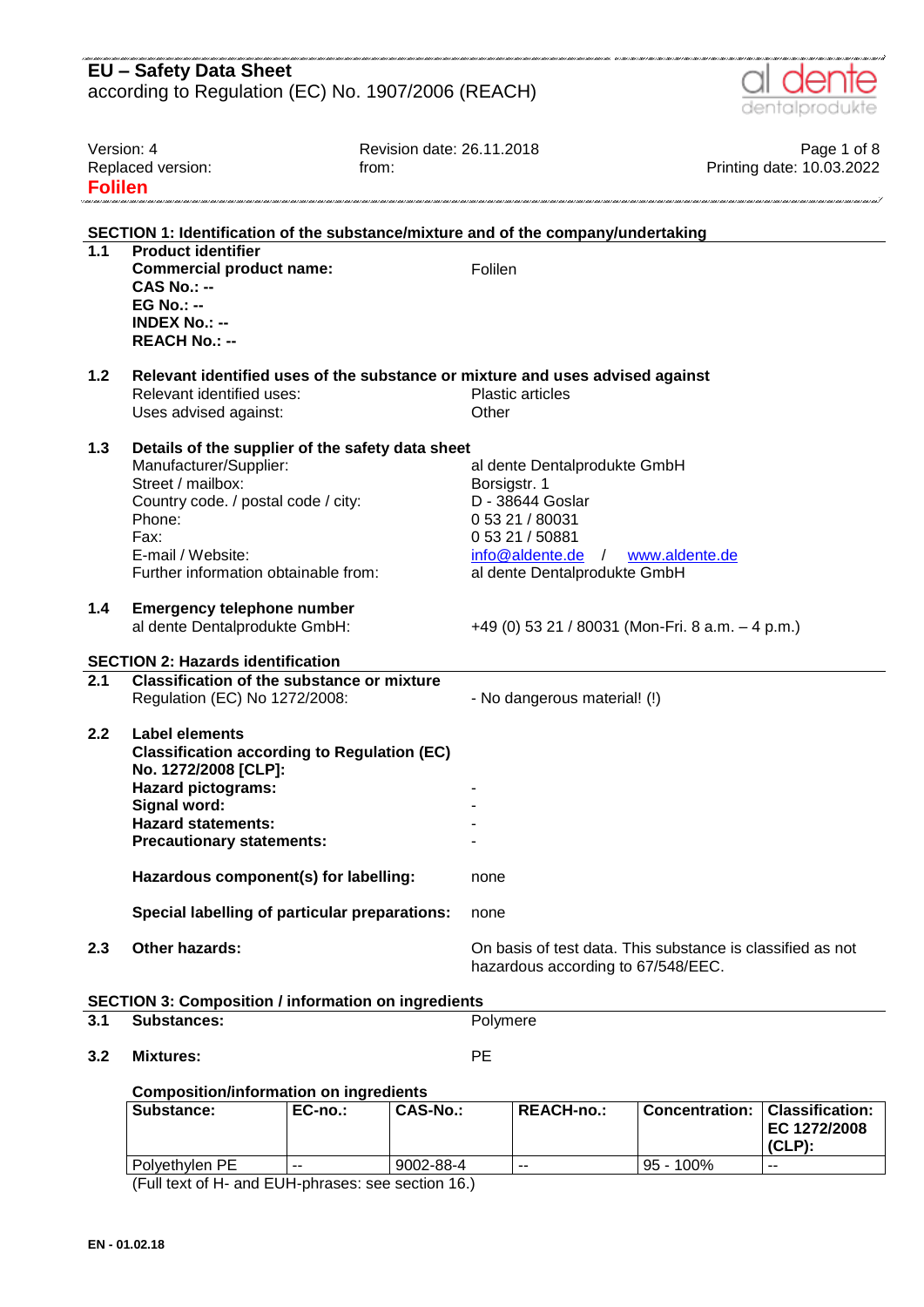# EU – Safety Data Sheet

according to Regulation (EC) No. 1907/2006 (REACH)

Version: 4 | Revision date: 26.11.2018 | Printing date: 10.03.2022
Replaced version: | from:

**Folilen**

## SECTION 1: Identification of the substance/mixture and of the company/undertaking

**1.1 Product identifier**

**Commercial product name:** Folilen
**CAS No.: --**
**EG No.: --**
**INDEX No.: --**
**REACH No.: --**

**1.2 Relevant identified uses of the substance or mixture and uses advised against**

Relevant identified uses: Plastic articles
Uses advised against: Other

**1.3 Details of the supplier of the safety data sheet**

Manufacturer/Supplier: al dente Dentalprodukte GmbH
Street / mailbox: Borsigstr. 1
Country code. / postal code / city: D - 38644 Goslar
Phone: 0 53 21 / 80031
Fax: 0 53 21 / 50881
E-mail / Website: info@aldente.de / www.aldente.de
Further information obtainable from: al dente Dentalprodukte GmbH

**1.4 Emergency telephone number**

al dente Dentalprodukte GmbH: +49 (0) 53 21 / 80031 (Mon-Fri. 8 a.m. – 4 p.m.)

## SECTION 2: Hazards identification

**2.1 Classification of the substance or mixture**

Regulation (EC) No 1272/2008: - No dangerous material! (!)

**2.2 Label elements**

**Classification according to Regulation (EC) No. 1272/2008 [CLP]:**
**Hazard pictograms:** -
**Signal word:** -
**Hazard statements:** -
**Precautionary statements:** -

**Hazardous component(s) for labelling:** none

**Special labelling of particular preparations:** none

**2.3 Other hazards:** On basis of test data. This substance is classified as not hazardous according to 67/548/EEC.

## SECTION 3: Composition / information on ingredients

**3.1 Substances:** Polymere

**3.2 Mixtures:** PE

**Composition/information on ingredients**

| Substance: | EC-no.: | CAS-No.: | REACH-no.: | Concentration: | Classification: EC 1272/2008 (CLP): |
|---|---|---|---|---|---|
| Polyethylen PE | -- | 9002-88-4 | -- | 95 - 100% | -- |

(Full text of H- and EUH-phrases: see section 16.)

EN - 01.02.18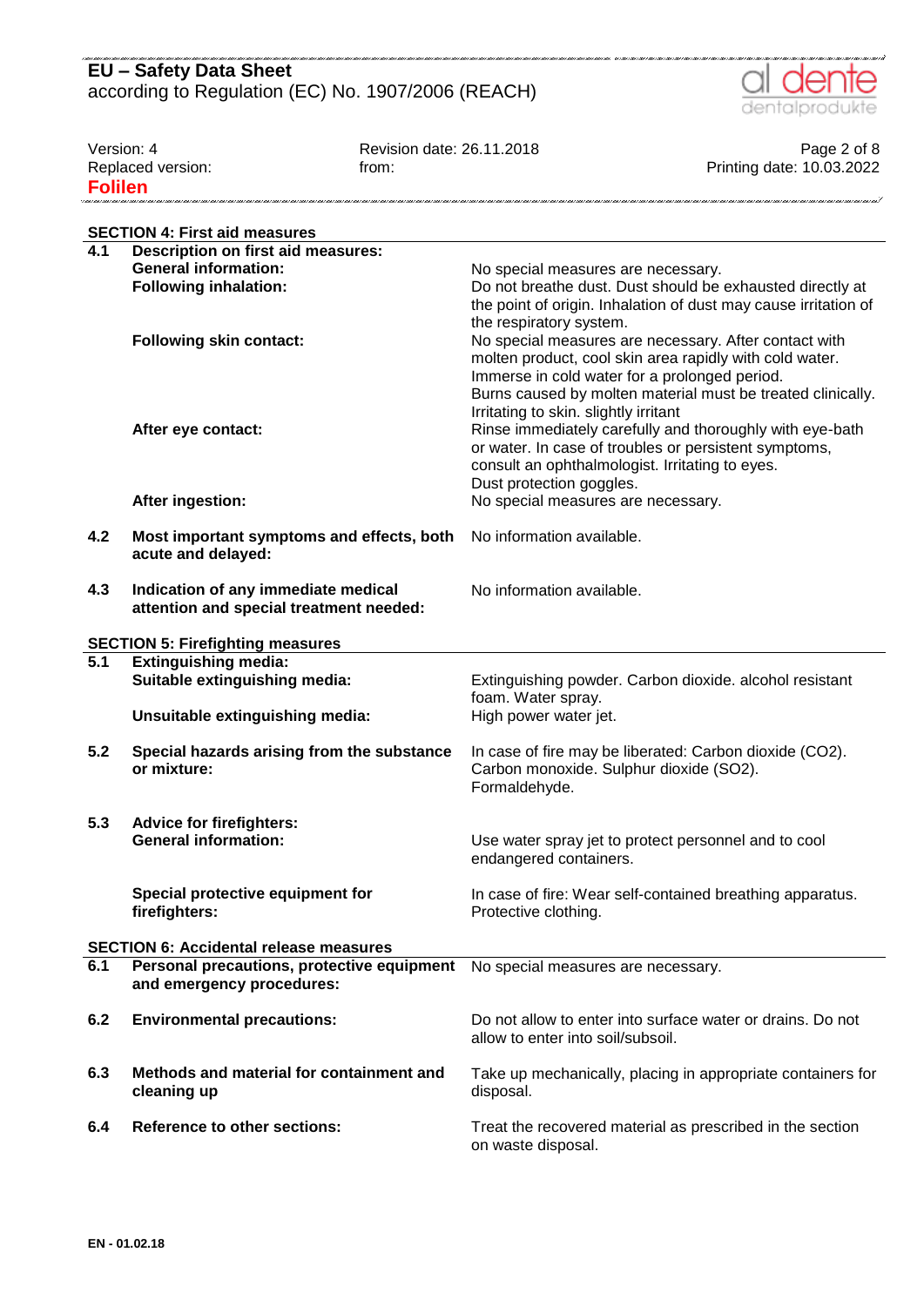## SECTION 4: First aid measures

| | | |
|---|---|---|
| **4.1** | **Description on first aid measures:** | |
| | **General information:** | No special measures are necessary. |
| | **Following inhalation:** | Do not breathe dust. Dust should be exhausted directly at the point of origin. Inhalation of dust may cause irritation of the respiratory system. |
| | **Following skin contact:** | No special measures are necessary. After contact with molten product, cool skin area rapidly with cold water. Immerse in cold water for a prolonged period. Burns caused by molten material must be treated clinically. Irritating to skin. slightly irritant |
| | **After eye contact:** | Rinse immediately carefully and thoroughly with eye-bath or water. In case of troubles or persistent symptoms, consult an ophthalmologist. Irritating to eyes. Dust protection goggles. |
| | **After ingestion:** | No special measures are necessary. |
| **4.2** | **Most important symptoms and effects, both acute and delayed:** | No information available. |
| **4.3** | **Indication of any immediate medical attention and special treatment needed:** | No information available. |

## SECTION 5: Firefighting measures

| | | |
|---|---|---|
| **5.1** | **Extinguishing media:** | |
| | **Suitable extinguishing media:** | Extinguishing powder. Carbon dioxide. alcohol resistant foam. Water spray. |
| | **Unsuitable extinguishing media:** | High power water jet. |
| **5.2** | **Special hazards arising from the substance or mixture:** | In case of fire may be liberated: Carbon dioxide ($CO_2$). Carbon monoxide. Sulphur dioxide ($SO_2$). Formaldehyde. |
| **5.3** | **Advice for firefighters:** | |
| | **General information:** | Use water spray jet to protect personnel and to cool endangered containers. |
| | **Special protective equipment for firefighters:** | In case of fire: Wear self-contained breathing apparatus. Protective clothing. |

## SECTION 6: Accidental release measures

| | | |
|---|---|---|
| **6.1** | **Personal precautions, protective equipment and emergency procedures:** | No special measures are necessary. |
| **6.2** | **Environmental precautions:** | Do not allow to enter into surface water or drains. Do not allow to enter into soil/subsoil. |
| **6.3** | **Methods and material for containment and cleaning up** | Take up mechanically, placing in appropriate containers for disposal. |
| **6.4** | **Reference to other sections:** | Treat the recovered material as prescribed in the section on waste disposal. |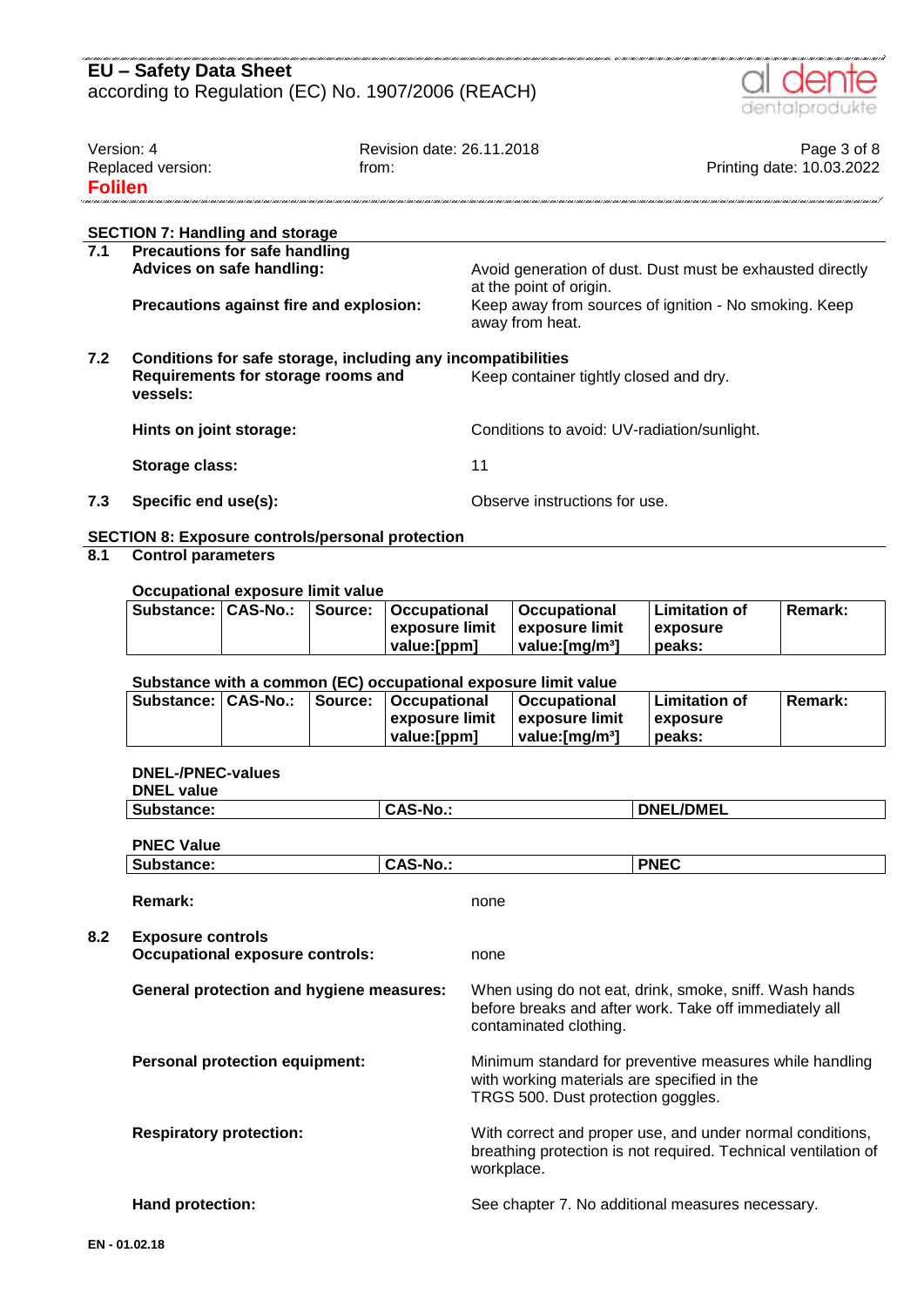## SECTION 7: Handling and storage

**7.1 Precautions for safe handling**

**Advices on safe handling:** Avoid generation of dust. Dust must be exhausted directly at the point of origin.

**Precautions against fire and explosion:** Keep away from sources of ignition - No smoking. Keep away from heat.

**7.2 Conditions for safe storage, including any incompatibilities**

**Requirements for storage rooms and vessels:** Keep container tightly closed and dry.

**Hints on joint storage:** Conditions to avoid: UV-radiation/sunlight.

**Storage class:** 11

**7.3 Specific end use(s):** Observe instructions for use.

## SECTION 8: Exposure controls/personal protection

**8.1 Control parameters**

**Occupational exposure limit value**

| Substance: | CAS-No.: | Source: | Occupational exposure limit value:[ppm] | Occupational exposure limit value:[mg/m³] | Limitation of exposure peaks: | Remark: |
|---|---|---|---|---|---|---|

**Substance with a common (EC) occupational exposure limit value**

| Substance: | CAS-No.: | Source: | Occupational exposure limit value:[ppm] | Occupational exposure limit value:[mg/m³] | Limitation of exposure peaks: | Remark: |
|---|---|---|---|---|---|---|

**DNEL-/PNEC-values**

**DNEL value**

| Substance: | CAS-No.: | DNEL/DMEL |
|---|---|---|

**PNEC Value**

| Substance: | CAS-No.: | PNEC |
|---|---|---|

**Remark:** none

**8.2 Exposure controls**

**Occupational exposure controls:** none

**General protection and hygiene measures:** When using do not eat, drink, smoke, sniff. Wash hands before breaks and after work. Take off immediately all contaminated clothing.

**Personal protection equipment:** Minimum standard for preventive measures while handling with working materials are specified in the TRGS 500. Dust protection goggles.

**Respiratory protection:** With correct and proper use, and under normal conditions, breathing protection is not required. Technical ventilation of workplace.

**Hand protection:** See chapter 7. No additional measures necessary.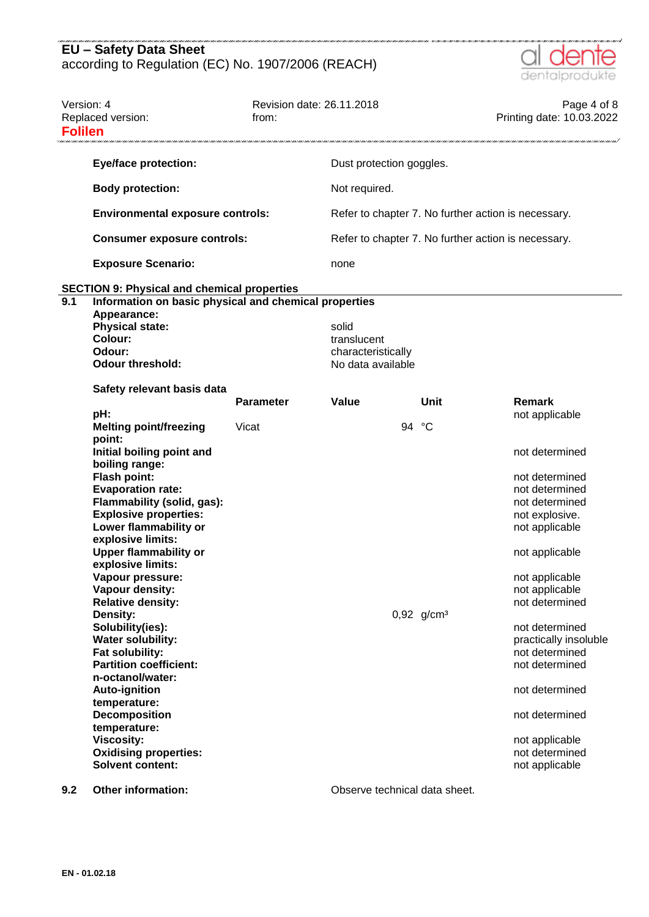**Folilen**

| | |
|---|---|
| **Eye/face protection:** | Dust protection goggles. |
| **Body protection:** | Not required. |
| **Environmental exposure controls:** | Refer to chapter 7. No further action is necessary. |
| **Consumer exposure controls:** | Refer to chapter 7. No further action is necessary. |
| **Exposure Scenario:** | none |

## SECTION 9: Physical and chemical properties

### 9.1 Information on basic physical and chemical properties

**Appearance:**

| | |
|---|---|
| **Physical state:** | solid |
| **Colour:** | translucent |
| **Odour:** | characteristically |
| **Odour threshold:** | No data available |

**Safety relevant basis data**

| | Parameter | Value | Unit | Remark |
|---|---|---|---|---|
| **pH:** | | | | not applicable |
| **Melting point/freezing point:** | Vicat | 94 | °C | |
| **Initial boiling point and boiling range:** | | | | not determined |
| **Flash point:** | | | | not determined |
| **Evaporation rate:** | | | | not determined |
| **Flammability (solid, gas):** | | | | not determined |
| **Explosive properties:** | | | | not explosive. |
| **Lower flammability or explosive limits:** | | | | not applicable |
| **Upper flammability or explosive limits:** | | | | not applicable |
| **Vapour pressure:** | | | | not applicable |
| **Vapour density:** | | | | not applicable |
| **Relative density:** | | | | not determined |
| **Density:** | | 0,92 | g/cm³ | |
| **Solubility(ies):** | | | | not determined |
| **Water solubility:** | | | | practically insoluble |
| **Fat solubility:** | | | | not determined |
| **Partition coefficient: n-octanol/water:** | | | | not determined |
| **Auto-ignition temperature:** | | | | not determined |
| **Decomposition temperature:** | | | | not determined |
| **Viscosity:** | | | | not applicable |
| **Oxidising properties:** | | | | not determined |
| **Solvent content:** | | | | not applicable |

### 9.2 Other information:

Observe technical data sheet.

EN - 01.02.18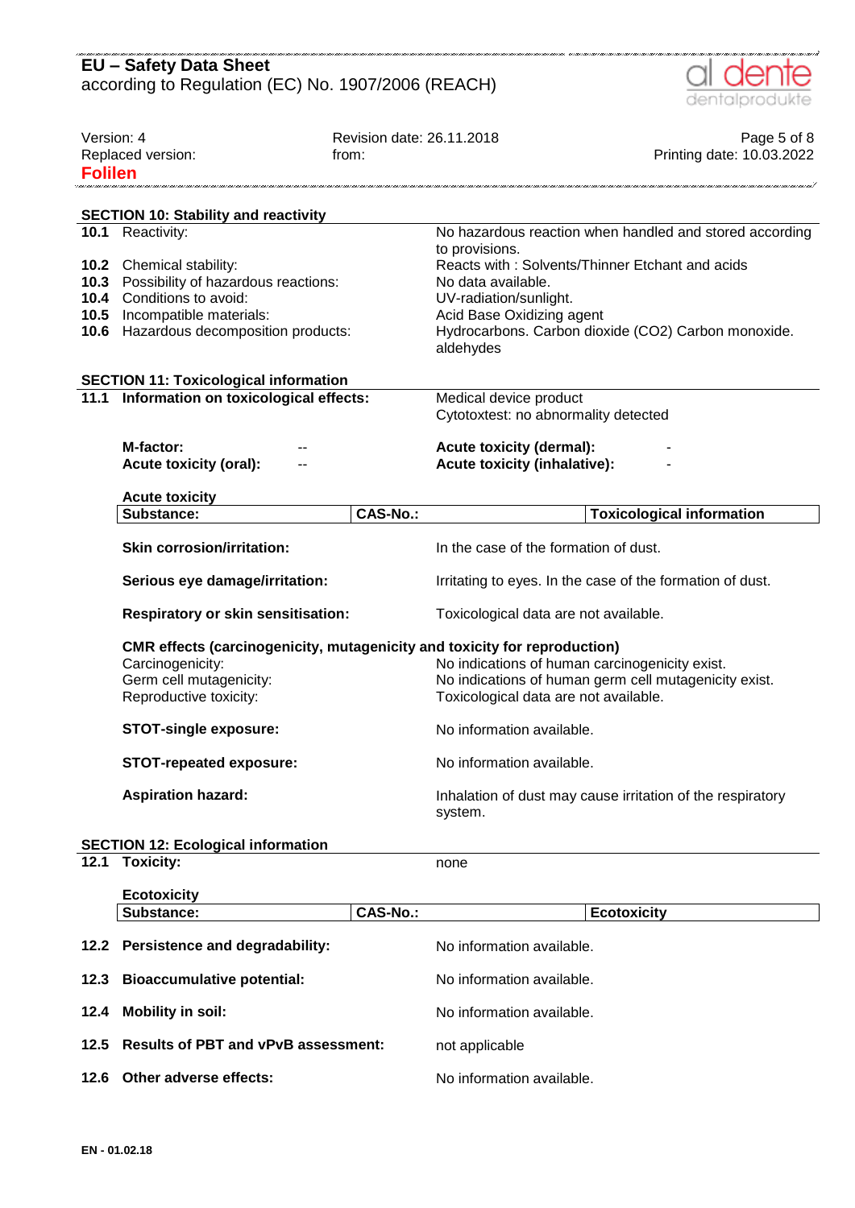## SECTION 10: Stability and reactivity

| | | |
|---|---|---|
| **10.1** | Reactivity: | No hazardous reaction when handled and stored according to provisions. |
| **10.2** | Chemical stability: | Reacts with : Solvents/Thinner Etchant and acids |
| **10.3** | Possibility of hazardous reactions: | No data available. |
| **10.4** | Conditions to avoid: | UV-radiation/sunlight. |
| **10.5** | Incompatible materials: | Acid Base Oxidizing agent |
| **10.6** | Hazardous decomposition products: | Hydrocarbons. Carbon dioxide ($CO_2$) Carbon monoxide. aldehydes |

## SECTION 11: Toxicological information

**11.1 Information on toxicological effects:** Medical device product
Cytotoxtest: no abnormality detected

**M-factor:** --
**Acute toxicity (oral):** --
**Acute toxicity (dermal):** -
**Acute toxicity (inhalative):** -

**Acute toxicity**

| Substance: | CAS-No.: | Toxicological information |
|---|---|---|

**Skin corrosion/irritation:** In the case of the formation of dust.

**Serious eye damage/irritation:** Irritating to eyes. In the case of the formation of dust.

**Respiratory or skin sensitisation:** Toxicological data are not available.

**CMR effects (carcinogenicity, mutagenicity and toxicity for reproduction)**

Carcinogenicity: No indications of human carcinogenicity exist.
Germ cell mutagenicity: No indications of human germ cell mutagenicity exist.
Reproductive toxicity: Toxicological data are not available.

**STOT-single exposure:** No information available.

**STOT-repeated exposure:** No information available.

**Aspiration hazard:** Inhalation of dust may cause irritation of the respiratory system.

## SECTION 12: Ecological information

**12.1 Toxicity:** none

**Ecotoxicity**

| Substance: | CAS-No.: | Ecotoxicity |
|---|---|---|

**12.2 Persistence and degradability:** No information available.

**12.3 Bioaccumulative potential:** No information available.

**12.4 Mobility in soil:** No information available.

**12.5 Results of PBT and vPvB assessment:** not applicable

**12.6 Other adverse effects:** No information available.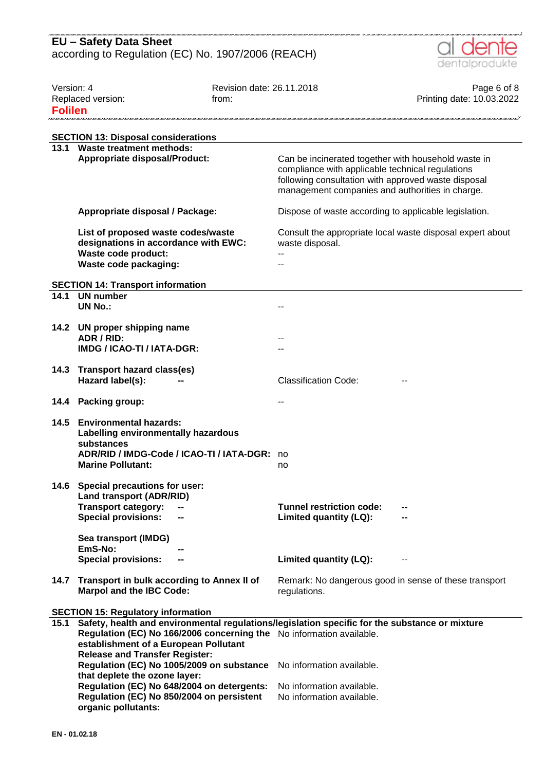## SECTION 13: Disposal considerations

**13.1 Waste treatment methods:**

| | |
|---|---|
| **Appropriate disposal/Product:** | Can be incinerated together with household waste in compliance with applicable technical regulations following consultation with approved waste disposal management companies and authorities in charge. |
| **Appropriate disposal / Package:** | Dispose of waste according to applicable legislation. |
| **List of proposed waste codes/waste designations in accordance with EWC:** | Consult the appropriate local waste disposal expert about waste disposal. |
| **Waste code product:** | -- |
| **Waste code packaging:** | -- |

## SECTION 14: Transport information

**14.1 UN number**

| | |
|---|---|
| **UN No.:** | -- |

**14.2 UN proper shipping name**

| | |
|---|---|
| **ADR / RID:** | -- |
| **IMDG / ICAO-TI / IATA-DGR:** | -- |

**14.3 Transport hazard class(es)**

| | | | |
|---|---|---|---|
| **Hazard label(s):** | -- | Classification Code: | -- |

**14.4 Packing group:** --

**14.5 Environmental hazards:**

**Labelling environmentally hazardous substances**

| | |
|---|---|
| **ADR/RID / IMDG-Code / ICAO-TI / IATA-DGR:** | no |
| **Marine Pollutant:** | no |

**14.6 Special precautions for user:**

**Land transport (ADR/RID)**

| | | | |
|---|---|---|---|
| **Transport category:** | -- | **Tunnel restriction code:** | -- |
| **Special provisions:** | -- | **Limited quantity (LQ):** | -- |

**Sea transport (IMDG)**

| | | | |
|---|---|---|---|
| **EmS-No:** | -- | | |
| **Special provisions:** | -- | **Limited quantity (LQ):** | -- |

**14.7 Transport in bulk according to Annex II of Marpol and the IBC Code:** Remark: No dangerous good in sense of these transport regulations.

## SECTION 15: Regulatory information

**15.1 Safety, health and environmental regulations/legislation specific for the substance or mixture**

| | |
|---|---|
| **Regulation (EC) No 166/2006 concerning the establishment of a European Pollutant Release and Transfer Register:** | No information available. |
| **Regulation (EC) No 1005/2009 on substance that deplete the ozone layer:** | No information available. |
| **Regulation (EC) No 648/2004 on detergents:** | No information available. |
| **Regulation (EC) No 850/2004 on persistent organic pollutants:** | No information available. |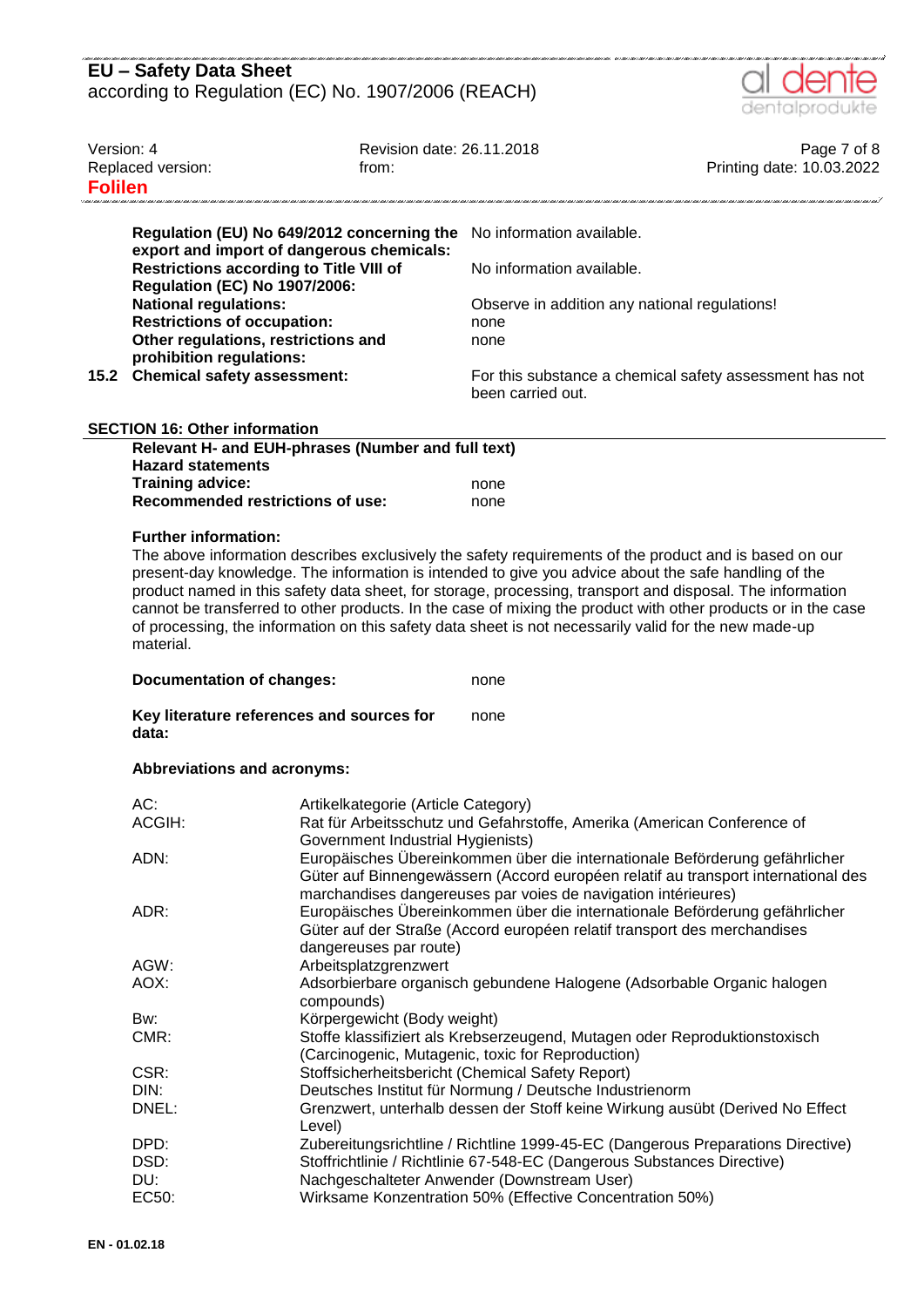| | |
|---|---|
| **Regulation (EU) No 649/2012 concerning the export and import of dangerous chemicals:** | No information available. |
| **Restrictions according to Title VIII of Regulation (EC) No 1907/2006:** | No information available. |
| **National regulations:** | Observe in addition any national regulations! |
| **Restrictions of occupation:** | none |
| **Other regulations, restrictions and prohibition regulations:** | none |

**15.2 Chemical safety assessment:** For this substance a chemical safety assessment has not been carried out.

## SECTION 16: Other information

**Relevant H- and EUH-phrases (Number and full text)**

**Hazard statements**

| | |
|---|---|
| **Training advice:** | none |
| **Recommended restrictions of use:** | none |

**Further information:**

The above information describes exclusively the safety requirements of the product and is based on our present-day knowledge. The information is intended to give you advice about the safe handling of the product named in this safety data sheet, for storage, processing, transport and disposal. The information cannot be transferred to other products. In the case of mixing the product with other products or in the case of processing, the information on this safety data sheet is not necessarily valid for the new made-up material.

| | |
|---|---|
| **Documentation of changes:** | none |
| **Key literature references and sources for data:** | none |

**Abbreviations and acronyms:**

| | |
|---|---|
| AC: | Artikelkategorie (Article Category) |
| ACGIH: | Rat für Arbeitsschutz und Gefahrstoffe, Amerika (American Conference of Government Industrial Hygienists) |
| ADN: | Europäisches Übereinkommen über die internationale Beförderung gefährlicher Güter auf Binnengewässern (Accord européen relatif au transport international des marchandises dangereuses par voies de navigation intérieures) |
| ADR: | Europäisches Übereinkommen über die internationale Beförderung gefährlicher Güter auf der Straße (Accord européen relatif transport des merchandises dangereuses par route) |
| AGW: | Arbeitsplatzgrenzwert |
| AOX: | Adsorbierbare organisch gebundene Halogene (Adsorbable Organic halogen compounds) |
| Bw: | Körpergewicht (Body weight) |
| CMR: | Stoffe klassifiziert als Krebserzeugend, Mutagen oder Reproduktionstoxisch (Carcinogenic, Mutagenic, toxic for Reproduction) |
| CSR: | Stoffsicherheitsbericht (Chemical Safety Report) |
| DIN: | Deutsches Institut für Normung / Deutsche Industrienorm |
| DNEL: | Grenzwert, unterhalb dessen der Stoff keine Wirkung ausübt (Derived No Effect Level) |
| DPD: | Zubereitungsrichtline / Richtlinie 1999-45-EC (Dangerous Preparations Directive) |
| DSD: | Stoffrichtlinie / Richtlinie 67-548-EC (Dangerous Substances Directive) |
| DU: | Nachgeschalteter Anwender (Downstream User) |
| EC50: | Wirksame Konzentration 50% (Effective Concentration 50%) |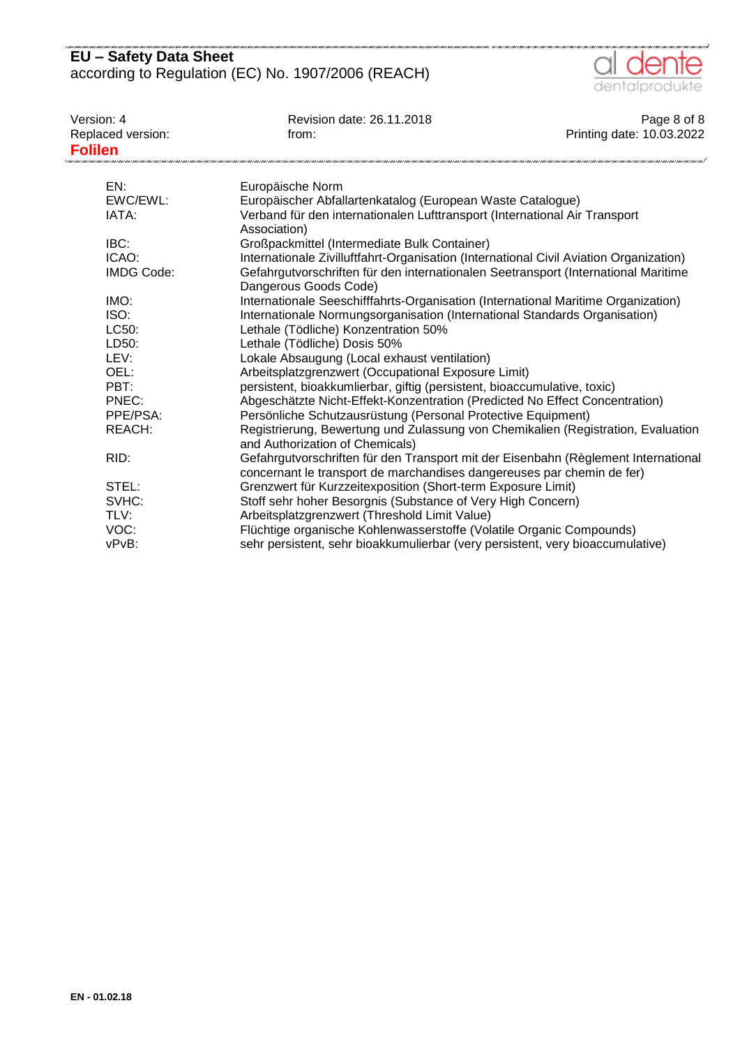| | |
|---|---|
| EN: | Europäische Norm |
| EWC/EWL: | Europäischer Abfallartenkatalog (European Waste Catalogue) |
| IATA: | Verband für den internationalen Lufttransport (International Air Transport Association) |
| IBC: | Großpackmittel (Intermediate Bulk Container) |
| ICAO: | Internationale Zivilluftfahrt-Organisation (International Civil Aviation Organization) |
| IMDG Code: | Gefahrgutvorschriften für den internationalen Seetransport (International Maritime Dangerous Goods Code) |
| IMO: | Internationale Seeschifffahrts-Organisation (International Maritime Organization) |
| ISO: | Internationale Normungsorganisation (International Standards Organisation) |
| LC50: | Lethale (Tödliche) Konzentration 50% |
| LD50: | Lethale (Tödliche) Dosis 50% |
| LEV: | Lokale Absaugung (Local exhaust ventilation) |
| OEL: | Arbeitsplatzgrenzwert (Occupational Exposure Limit) |
| PBT: | persistent, bioakkumlierbar, giftig (persistent, bioaccumulative, toxic) |
| PNEC: | Abgeschätzte Nicht-Effekt-Konzentration (Predicted No Effect Concentration) |
| PPE/PSA: | Persönliche Schutzausrüstung (Personal Protective Equipment) |
| REACH: | Registrierung, Bewertung und Zulassung von Chemikalien (Registration, Evaluation and Authorization of Chemicals) |
| RID: | Gefahrgutvorschriften für den Transport mit der Eisenbahn (Règlement International concernant le transport de marchandises dangereuses par chemin de fer) |
| STEL: | Grenzwert für Kurzzeitexposition (Short-term Exposure Limit) |
| SVHC: | Stoff sehr hoher Besorgnis (Substance of Very High Concern) |
| TLV: | Arbeitsplatzgrenzwert (Threshold Limit Value) |
| VOC: | Flüchtige organische Kohlenwasserstoffe (Volatile Organic Compounds) |
| vPvB: | sehr persistent, sehr bioakkumulierbar (very persistent, very bioaccumulative) |